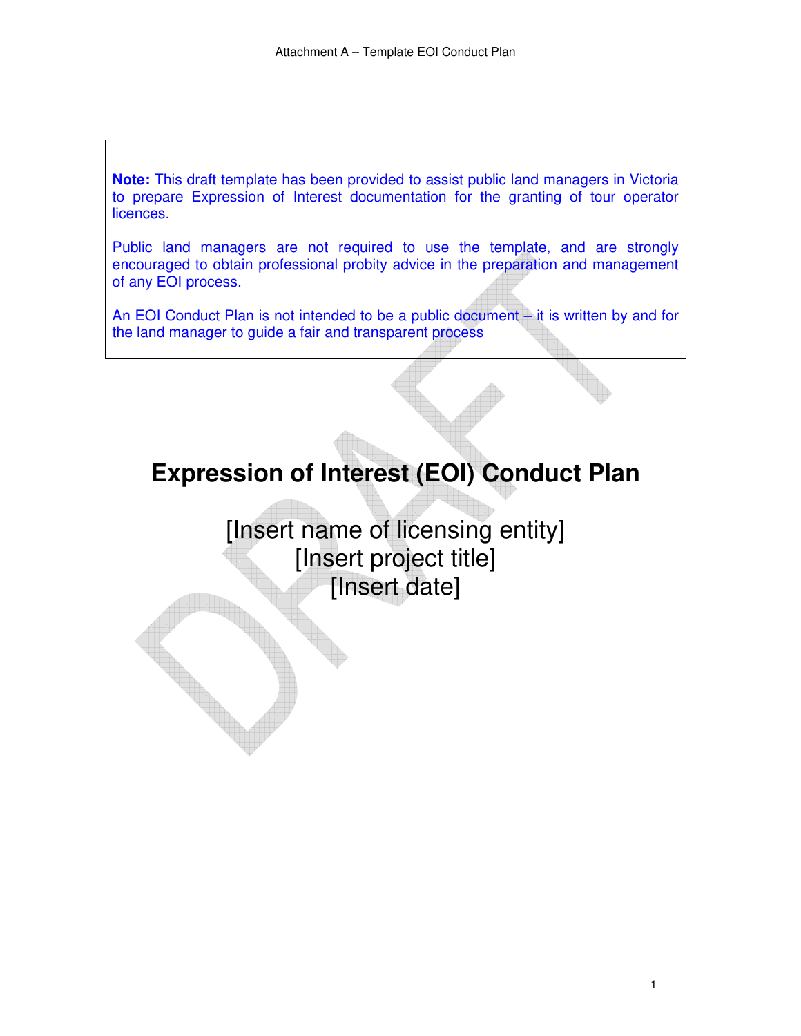> **Note:** This draft template has been provided to assist public land managers in Victoria to prepare Expression of Interest documentation for the granting of tour operator licences.
>
> Public land managers are not required to use the template, and are strongly encouraged to obtain professional probity advice in the preparation and management of any EOI process.
>
> An EOI Conduct Plan is not intended to be a public document – it is written by and for the land manager to guide a fair and transparent process

# Expression of Interest (EOI) Conduct Plan

[Insert name of licensing entity]
[Insert project title]
[Insert date]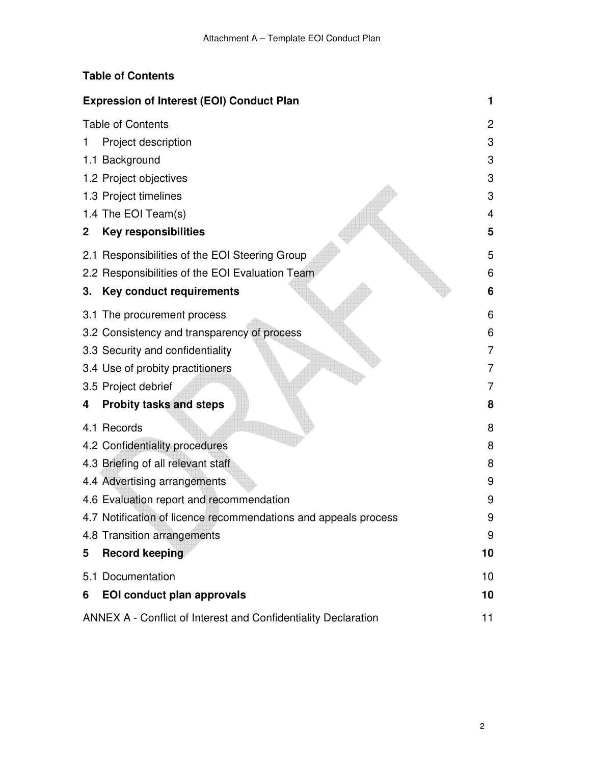**Table of Contents**

| | |
|---|---|
| **Expression of Interest (EOI) Conduct Plan** | **1** |
| Table of Contents | 2 |
| 1 Project description | 3 |
| 1.1 Background | 3 |
| 1.2 Project objectives | 3 |
| 1.3 Project timelines | 3 |
| 1.4 The EOI Team(s) | 4 |
| **2 Key responsibilities** | **5** |
| 2.1 Responsibilities of the EOI Steering Group | 5 |
| 2.2 Responsibilities of the EOI Evaluation Team | 6 |
| **3. Key conduct requirements** | **6** |
| 3.1 The procurement process | 6 |
| 3.2 Consistency and transparency of process | 6 |
| 3.3 Security and confidentiality | 7 |
| 3.4 Use of probity practitioners | 7 |
| 3.5 Project debrief | 7 |
| **4 Probity tasks and steps** | **8** |
| 4.1 Records | 8 |
| 4.2 Confidentiality procedures | 8 |
| 4.3 Briefing of all relevant staff | 8 |
| 4.4 Advertising arrangements | 9 |
| 4.6 Evaluation report and recommendation | 9 |
| 4.7 Notification of licence recommendations and appeals process | 9 |
| 4.8 Transition arrangements | 9 |
| **5 Record keeping** | **10** |
| 5.1 Documentation | 10 |
| **6 EOI conduct plan approvals** | **10** |
| ANNEX A - Conflict of Interest and Confidentiality Declaration | 11 |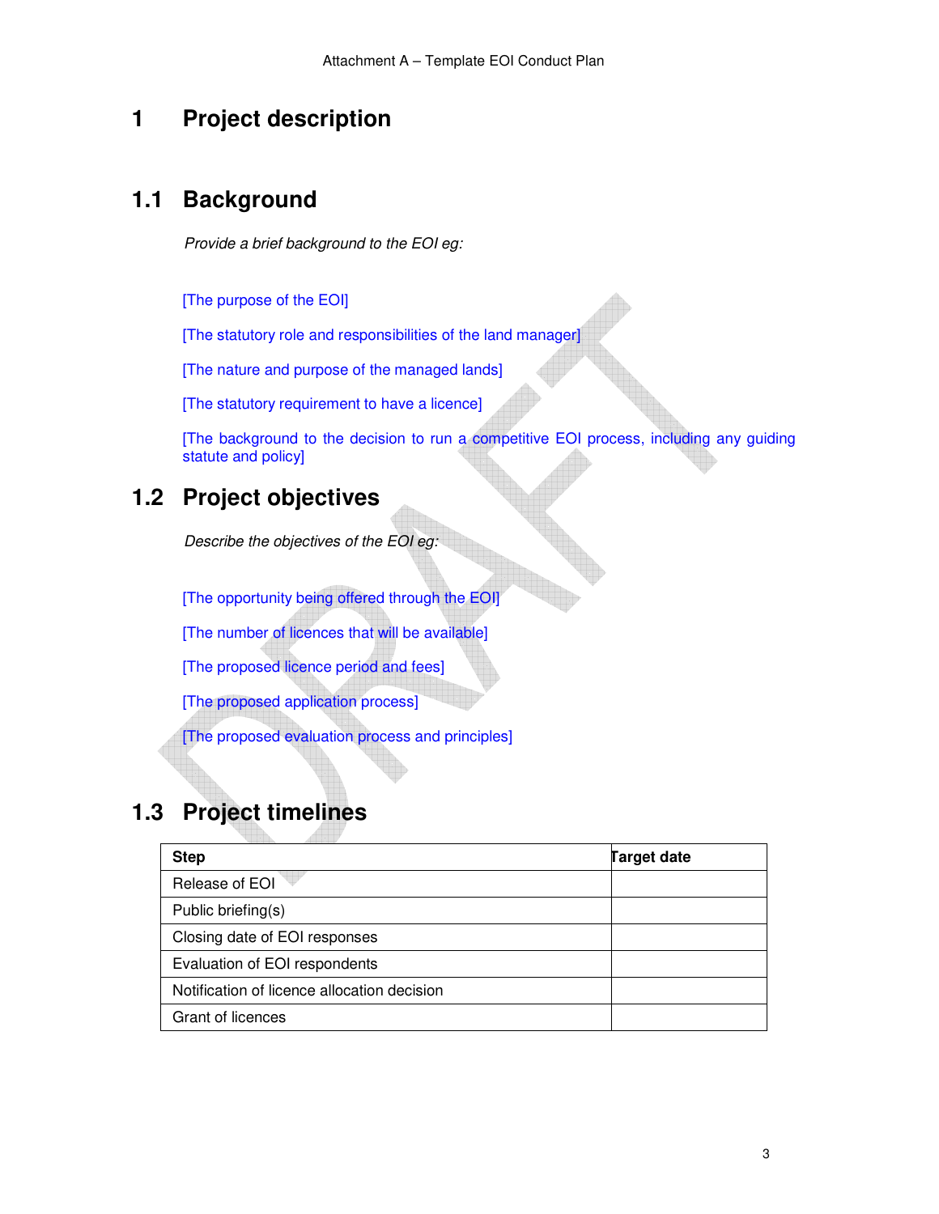# 1 Project description

## 1.1 Background

*Provide a brief background to the EOI eg:*

[The purpose of the EOI]

[The statutory role and responsibilities of the land manager]

[The nature and purpose of the managed lands]

[The statutory requirement to have a licence]

[The background to the decision to run a competitive EOI process, including any guiding statute and policy]

## 1.2 Project objectives

*Describe the objectives of the EOI eg:*

[The opportunity being offered through the EOI]

[The number of licences that will be available]

[The proposed licence period and fees]

[The proposed application process]

[The proposed evaluation process and principles]

## 1.3 Project timelines

| Step | Target date |
|---|---|
| Release of EOI | |
| Public briefing(s) | |
| Closing date of EOI responses | |
| Evaluation of EOI respondents | |
| Notification of licence allocation decision | |
| Grant of licences | |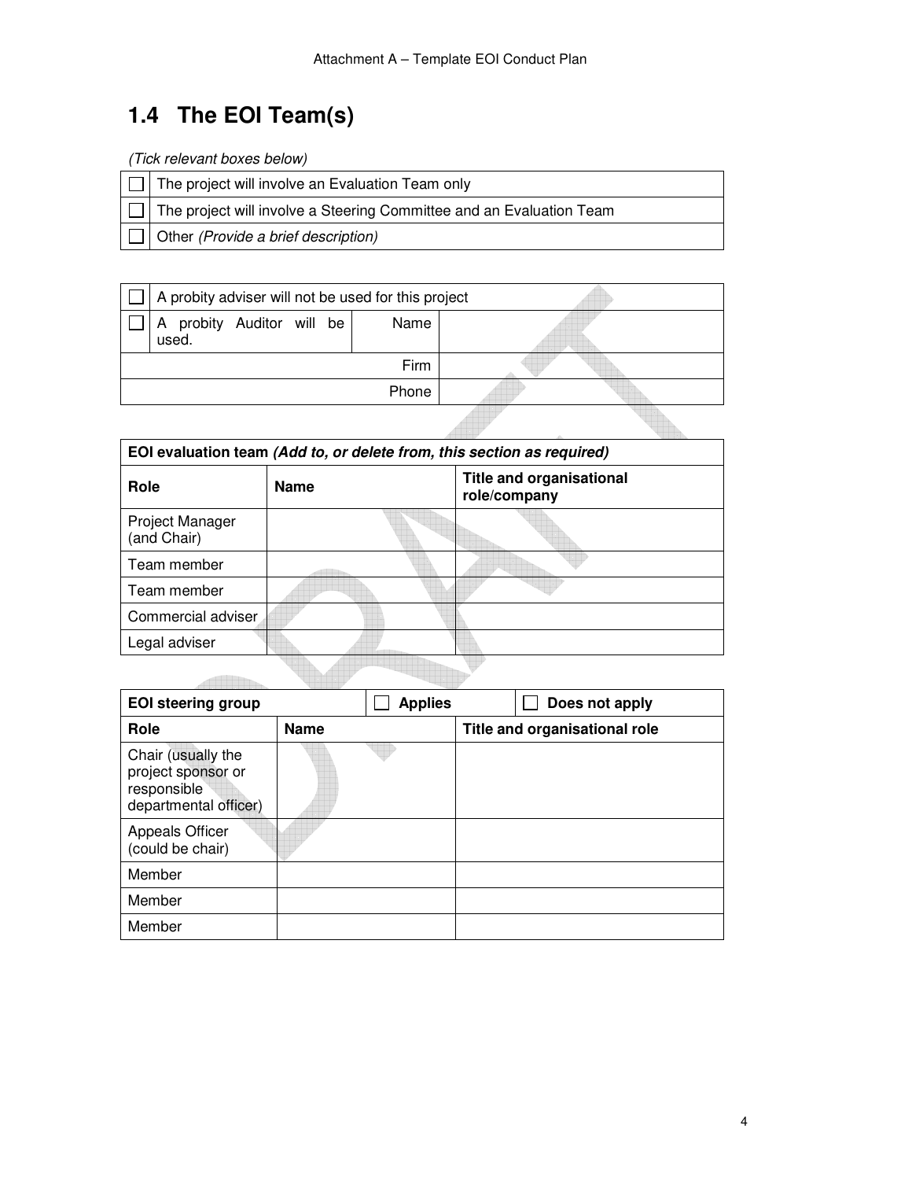## 1.4 The EOI Team(s)

*(Tick relevant boxes below)*

| ☐ | The project will involve an Evaluation Team only |
|---|---|
| ☐ | The project will involve a Steering Committee and an Evaluation Team |
| ☐ | Other *(Provide a brief description)* |

| ☐ | A probity adviser will not be used for this project | | |
|---|---|---|---|
| ☐ | A probity Auditor will be used. | Name | |
| | | Firm | |
| | | Phone | |

| **EOI evaluation team *(Add to, or delete from, this section as required)*** | | |
|---|---|---|
| **Role** | **Name** | **Title and organisational role/company** |
| Project Manager (and Chair) | | |
| Team member | | |
| Team member | | |
| Commercial adviser | | |
| Legal adviser | | |

| **EOI steering group** | | ☐ **Applies** | ☐ **Does not apply** |
|---|---|---|---|
| **Role** | **Name** | **Title and organisational role** | |
| Chair (usually the project sponsor or responsible departmental officer) | | | |
| Appeals Officer (could be chair) | | | |
| Member | | | |
| Member | | | |
| Member | | | |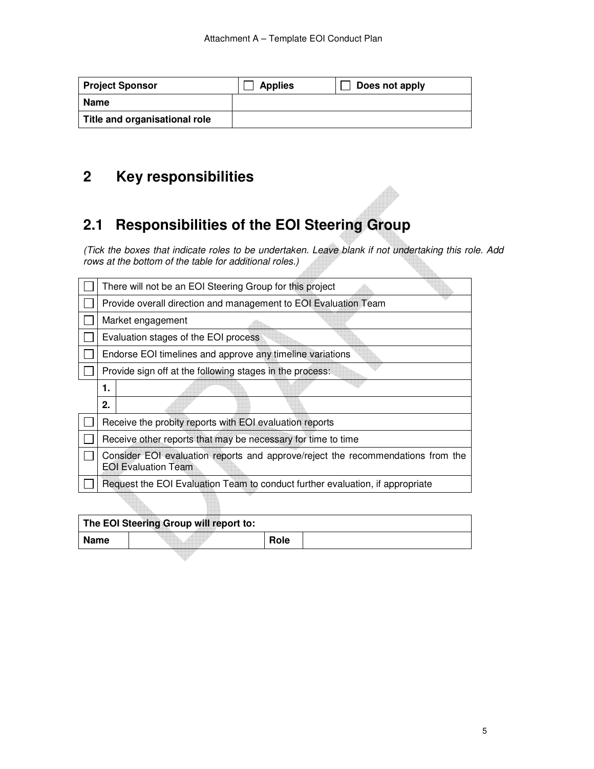| Project Sponsor | ☐ Applies | ☐ Does not apply |
| --- | --- | --- |
| Name | | |
| Title and organisational role | | |

# 2 Key responsibilities

## 2.1 Responsibilities of the EOI Steering Group

*(Tick the boxes that indicate roles to be undertaken. Leave blank if not undertaking this role. Add rows at the bottom of the table for additional roles.)*

| | | |
| --- | --- | --- |
| ☐ | There will not be an EOI Steering Group for this project | |
| ☐ | Provide overall direction and management to EOI Evaluation Team | |
| ☐ | Market engagement | |
| ☐ | Evaluation stages of the EOI process | |
| ☐ | Endorse EOI timelines and approve any timeline variations | |
| ☐ | Provide sign off at the following stages in the process: | |
| | **1.** | |
| | **2.** | |
| ☐ | Receive the probity reports with EOI evaluation reports | |
| ☐ | Receive other reports that may be necessary for time to time | |
| ☐ | Consider EOI evaluation reports and approve/reject the recommendations from the EOI Evaluation Team | |
| ☐ | Request the EOI Evaluation Team to conduct further evaluation, if appropriate | |

| The EOI Steering Group will report to: | | | |
| --- | --- | --- | --- |
| Name | | Role | |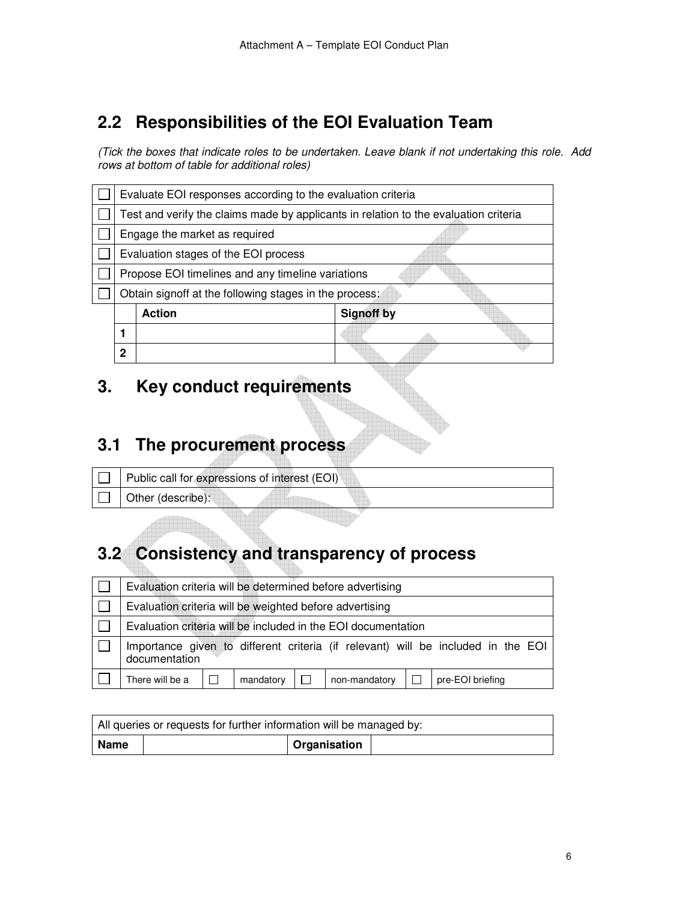## 2.2 Responsibilities of the EOI Evaluation Team

*(Tick the boxes that indicate roles to be undertaken. Leave blank if not undertaking this role. Add rows at bottom of table for additional roles)*

| | | | |
|---|---|---|---|
| ☐ | Evaluate EOI responses according to the evaluation criteria | | |
| ☐ | Test and verify the claims made by applicants in relation to the evaluation criteria | | |
| ☐ | Engage the market as required | | |
| ☐ | Evaluation stages of the EOI process | | |
| ☐ | Propose EOI timelines and any timeline variations | | |
| ☐ | Obtain signoff at the following stages in the process: | | |
| | | **Action** | **Signoff by** |
| | **1** | | |
| | **2** | | |

# 3. Key conduct requirements

## 3.1 The procurement process

| | |
|---|---|
| ☐ | Public call for expressions of interest (EOI) |
| ☐ | Other (describe): |

## 3.2 Consistency and transparency of process

| | | | | | | | |
|---|---|---|---|---|---|---|---|
| ☐ | Evaluation criteria will be determined before advertising | | | | | | |
| ☐ | Evaluation criteria will be weighted before advertising | | | | | | |
| ☐ | Evaluation criteria will be included in the EOI documentation | | | | | | |
| ☐ | Importance given to different criteria (if relevant) will be included in the EOI documentation | | | | | | |
| ☐ | There will be a | ☐ | mandatory | ☐ | non-mandatory | ☐ | pre-EOI briefing |

| All queries or requests for further information will be managed by: | | | |
|---|---|---|---|
| **Name** | | **Organisation** | |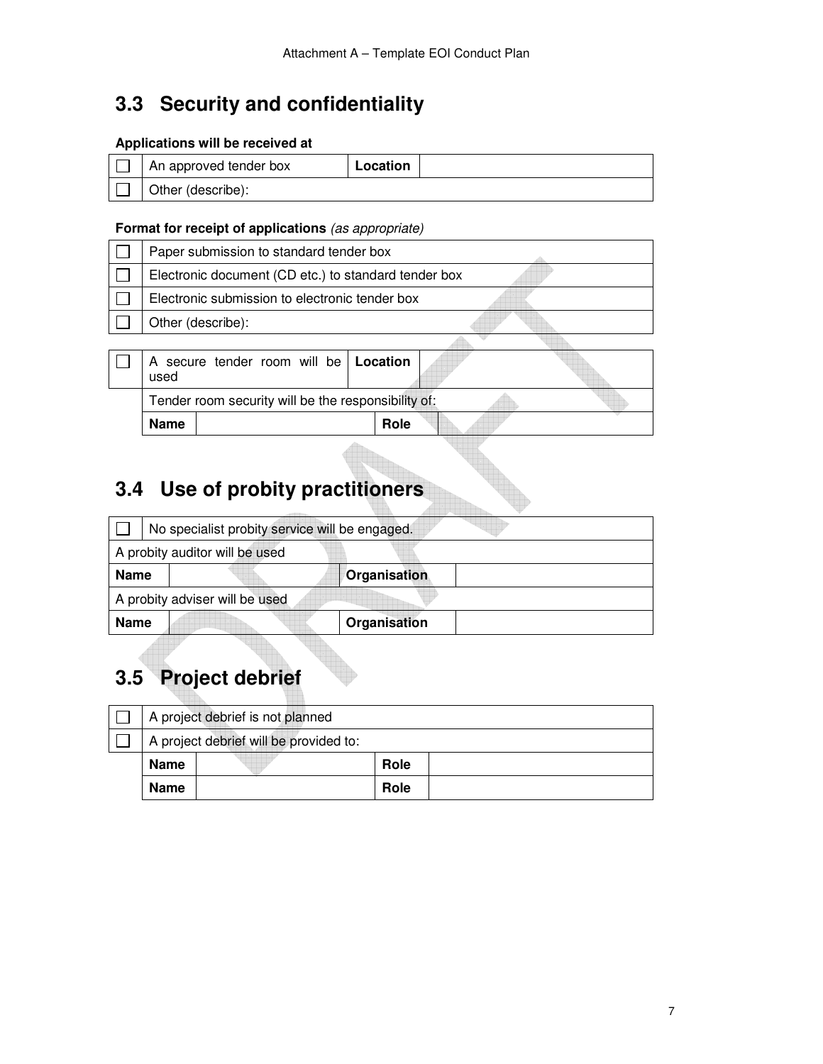## 3.3 Security and confidentiality

**Applications will be received at**

| | | | |
|---|---|---|---|
| ☐ | An approved tender box | **Location** | |
| ☐ | Other (describe): | | |

**Format for receipt of applications** *(as appropriate)*

| | |
|---|---|
| ☐ | Paper submission to standard tender box |
| ☐ | Electronic document (CD etc.) to standard tender box |
| ☐ | Electronic submission to electronic tender box |
| ☐ | Other (describe): |

| | | | | |
|---|---|---|---|---|
| ☐ | A secure tender room will be used | | **Location** | |
| | Tender room security will be the responsibility of: | | | |
| | **Name** | | **Role** | |

## 3.4 Use of probity practitioners

| | | | |
|---|---|---|---|
| ☐ | No specialist probity service will be engaged. | | |
| A probity auditor will be used | | | |
| **Name** | | **Organisation** | |
| A probity adviser will be used | | | |
| **Name** | | **Organisation** | |

## 3.5 Project debrief

| | | | | |
|---|---|---|---|---|
| ☐ | A project debrief is not planned | | | |
| ☐ | A project debrief will be provided to: | | | |
| | **Name** | | **Role** | |
| | **Name** | | **Role** | |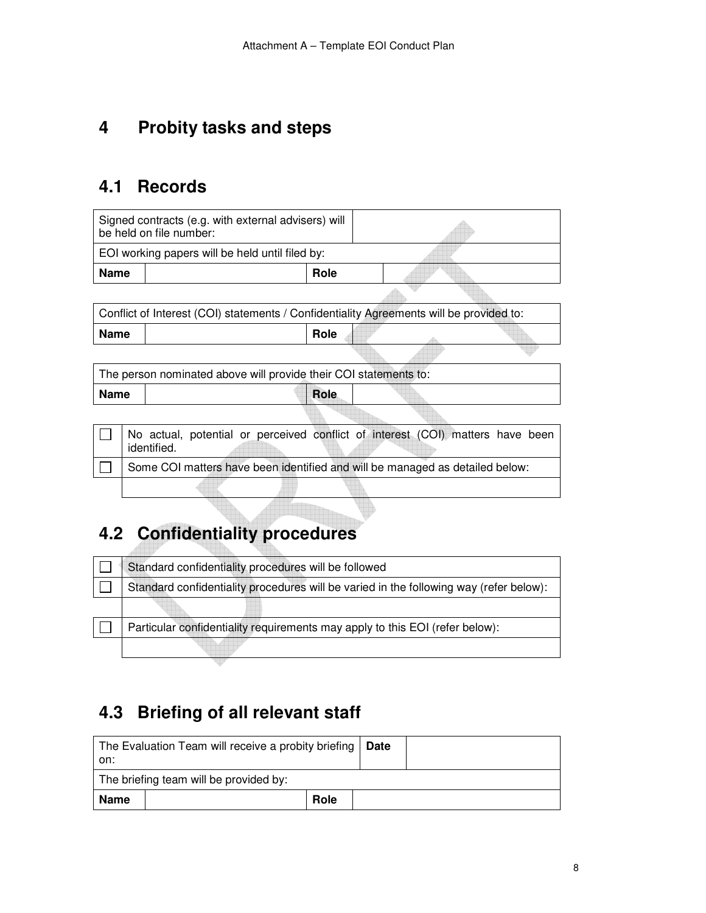# 4 Probity tasks and steps

## 4.1 Records

| Signed contracts (e.g. with external advisers) will be held on file number: | | | |
|---|---|---|---|
| EOI working papers will be held until filed by: | | | |
| **Name** | | **Role** | |

| Conflict of Interest (COI) statements / Confidentiality Agreements will be provided to: | | | |
|---|---|---|---|
| **Name** | | **Role** | |

| The person nominated above will provide their COI statements to: | | | |
|---|---|---|---|
| **Name** | | **Role** | |

| | |
|---|---|
| ☐ | No actual, potential or perceived conflict of interest (COI) matters have been identified. |
| ☐ | Some COI matters have been identified and will be managed as detailed below: |
| | |

## 4.2 Confidentiality procedures

| | |
|---|---|
| ☐ | Standard confidentiality procedures will be followed |
| ☐ | Standard confidentiality procedures will be varied in the following way (refer below): |
| | |
| ☐ | Particular confidentiality requirements may apply to this EOI (refer below): |
| | |

## 4.3 Briefing of all relevant staff

| The Evaluation Team will receive a probity briefing on: | | **Date** | |
|---|---|---|---|
| The briefing team will be provided by: | | | |
| **Name** | | **Role** | |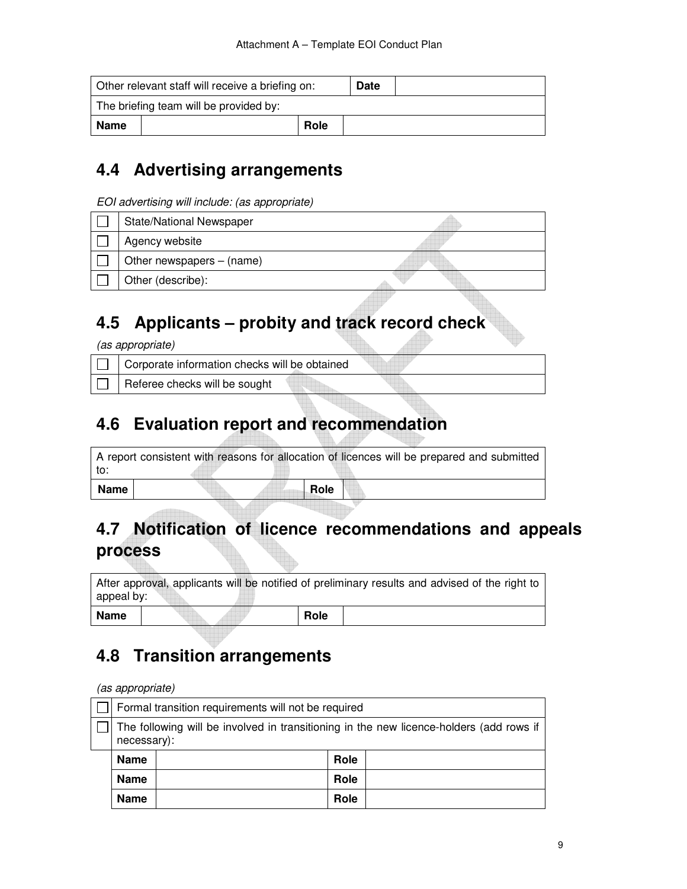| Other relevant staff will receive a briefing on: | | Date | |
|---|---|---|---|
| The briefing team will be provided by: | | | |
| **Name** | | **Role** | |

## 4.4 Advertising arrangements

*EOI advertising will include: (as appropriate)*

| | |
|---|---|
| ☐ | State/National Newspaper |
| ☐ | Agency website |
| ☐ | Other newspapers – (name) |
| ☐ | Other (describe): |

## 4.5 Applicants – probity and track record check

*(as appropriate)*

| | |
|---|---|
| ☐ | Corporate information checks will be obtained |
| ☐ | Referee checks will be sought |

## 4.6 Evaluation report and recommendation

| A report consistent with reasons for allocation of licences will be prepared and submitted to: | | | |
|---|---|---|---|
| **Name** | | **Role** | |

## 4.7 Notification of licence recommendations and appeals process

| After approval, applicants will be notified of preliminary results and advised of the right to appeal by: | | | |
|---|---|---|---|
| **Name** | | **Role** | |

## 4.8 Transition arrangements

*(as appropriate)*

| | | | | |
|---|---|---|---|---|
| ☐ | Formal transition requirements will not be required | | | |
| ☐ | The following will be involved in transitioning in the new licence-holders (add rows if necessary): | | | |
| | **Name** | | **Role** | |
| | **Name** | | **Role** | |
| | **Name** | | **Role** | |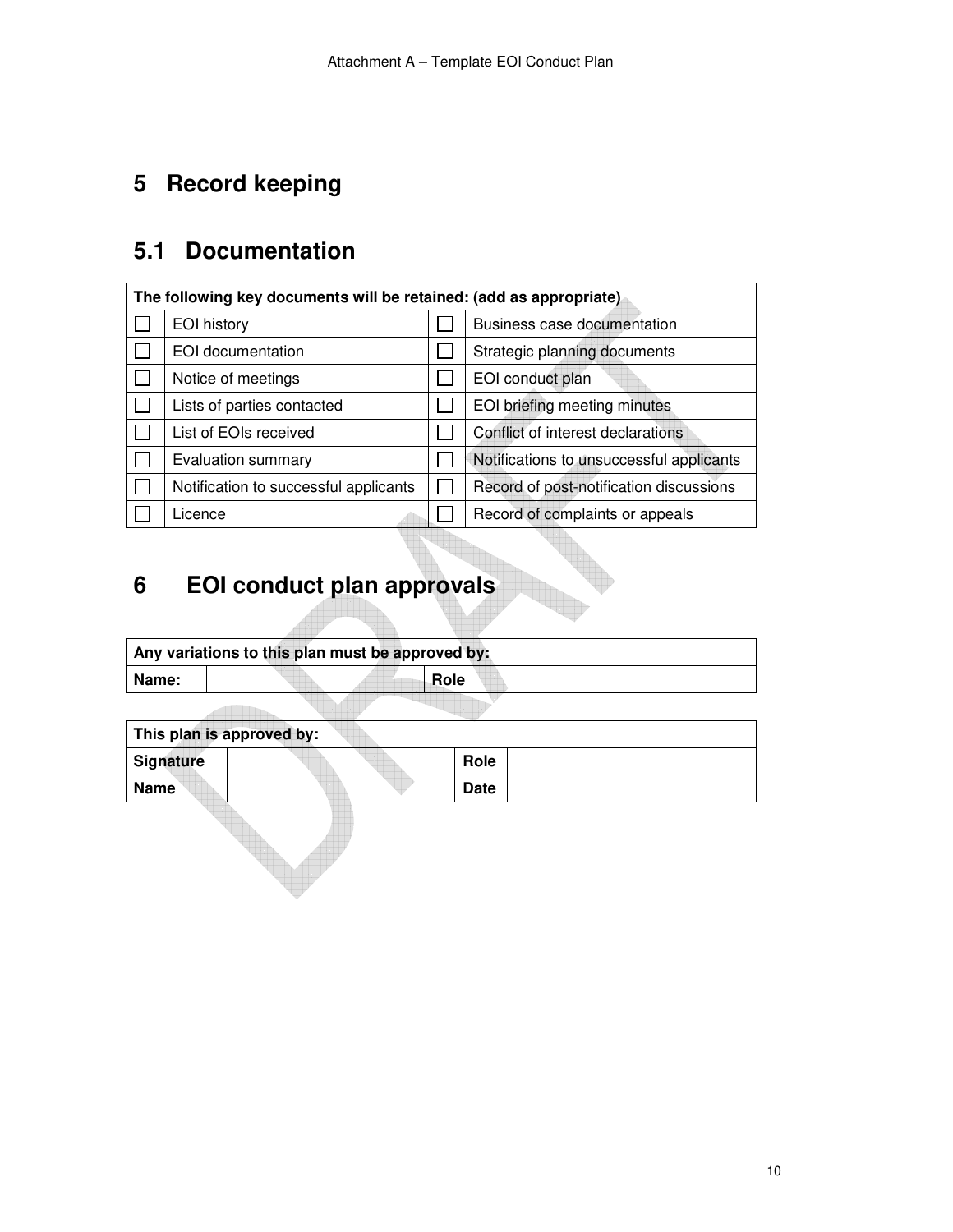# 5 Record keeping

## 5.1 Documentation

| The following key documents will be retained: (add as appropriate) | | | |
|---|---|---|---|
| ☐ | EOI history | ☐ | Business case documentation |
| ☐ | EOI documentation | ☐ | Strategic planning documents |
| ☐ | Notice of meetings | ☐ | EOI conduct plan |
| ☐ | Lists of parties contacted | ☐ | EOI briefing meeting minutes |
| ☐ | List of EOIs received | ☐ | Conflict of interest declarations |
| ☐ | Evaluation summary | ☐ | Notifications to unsuccessful applicants |
| ☐ | Notification to successful applicants | ☐ | Record of post-notification discussions |
| ☐ | Licence | ☐ | Record of complaints or appeals |

# 6 EOI conduct plan approvals

| Any variations to this plan must be approved by: | | | |
|---|---|---|---|
| **Name:** | | **Role** | |

| This plan is approved by: | | | |
|---|---|---|---|
| **Signature** | | **Role** | |
| **Name** | | **Date** | |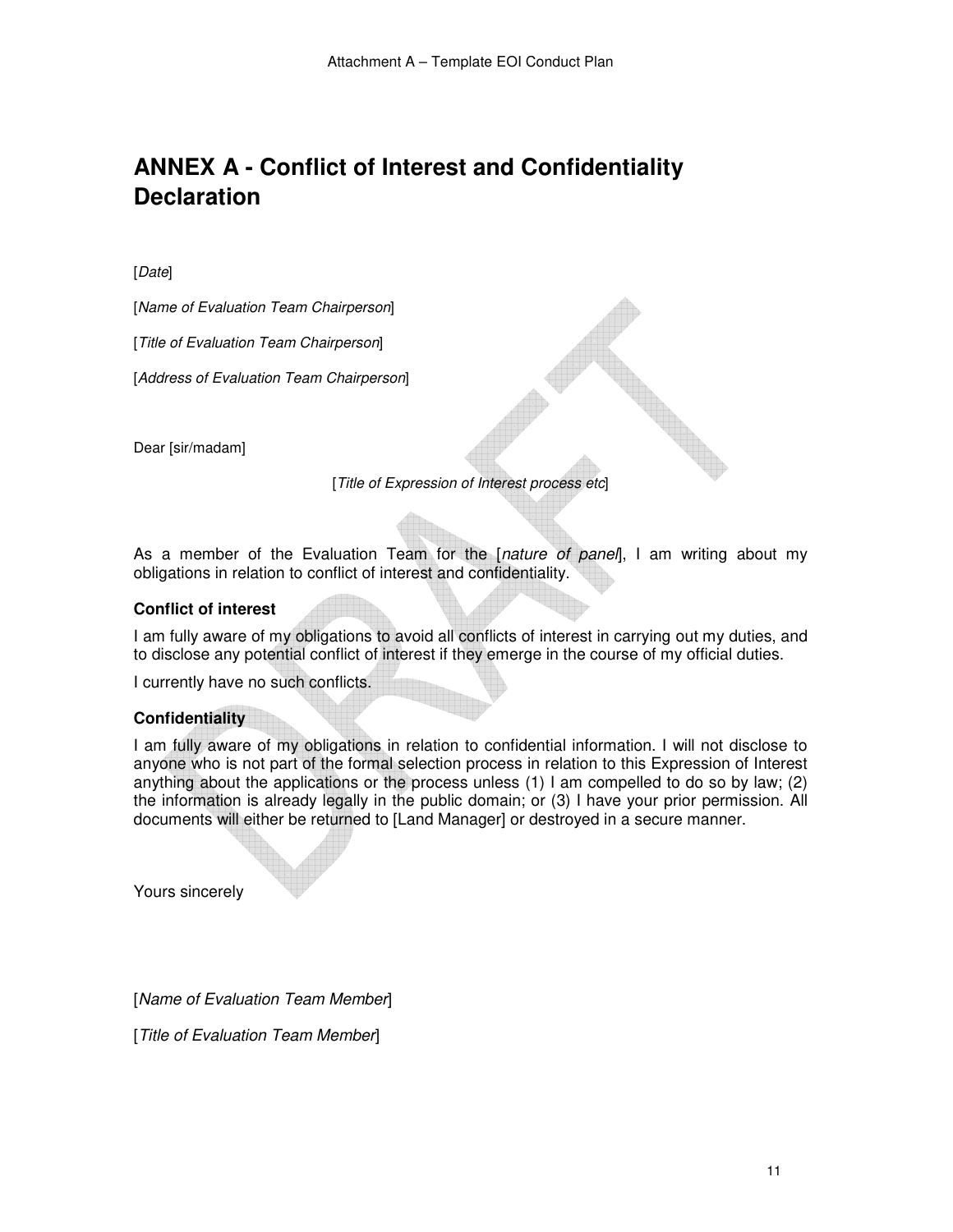# ANNEX A - Conflict of Interest and Confidentiality Declaration

[*Date*]

[*Name of Evaluation Team Chairperson*]

[*Title of Evaluation Team Chairperson*]

[*Address of Evaluation Team Chairperson*]

Dear [sir/madam]

[*Title of Expression of Interest process etc*]

As a member of the Evaluation Team for the [*nature of panel*], I am writing about my obligations in relation to conflict of interest and confidentiality.

**Conflict of interest**

I am fully aware of my obligations to avoid all conflicts of interest in carrying out my duties, and to disclose any potential conflict of interest if they emerge in the course of my official duties.

I currently have no such conflicts.

**Confidentiality**

I am fully aware of my obligations in relation to confidential information. I will not disclose to anyone who is not part of the formal selection process in relation to this Expression of Interest anything about the applications or the process unless (1) I am compelled to do so by law; (2) the information is already legally in the public domain; or (3) I have your prior permission. All documents will either be returned to [Land Manager] or destroyed in a secure manner.

Yours sincerely

[*Name of Evaluation Team Member*]

[*Title of Evaluation Team Member*]